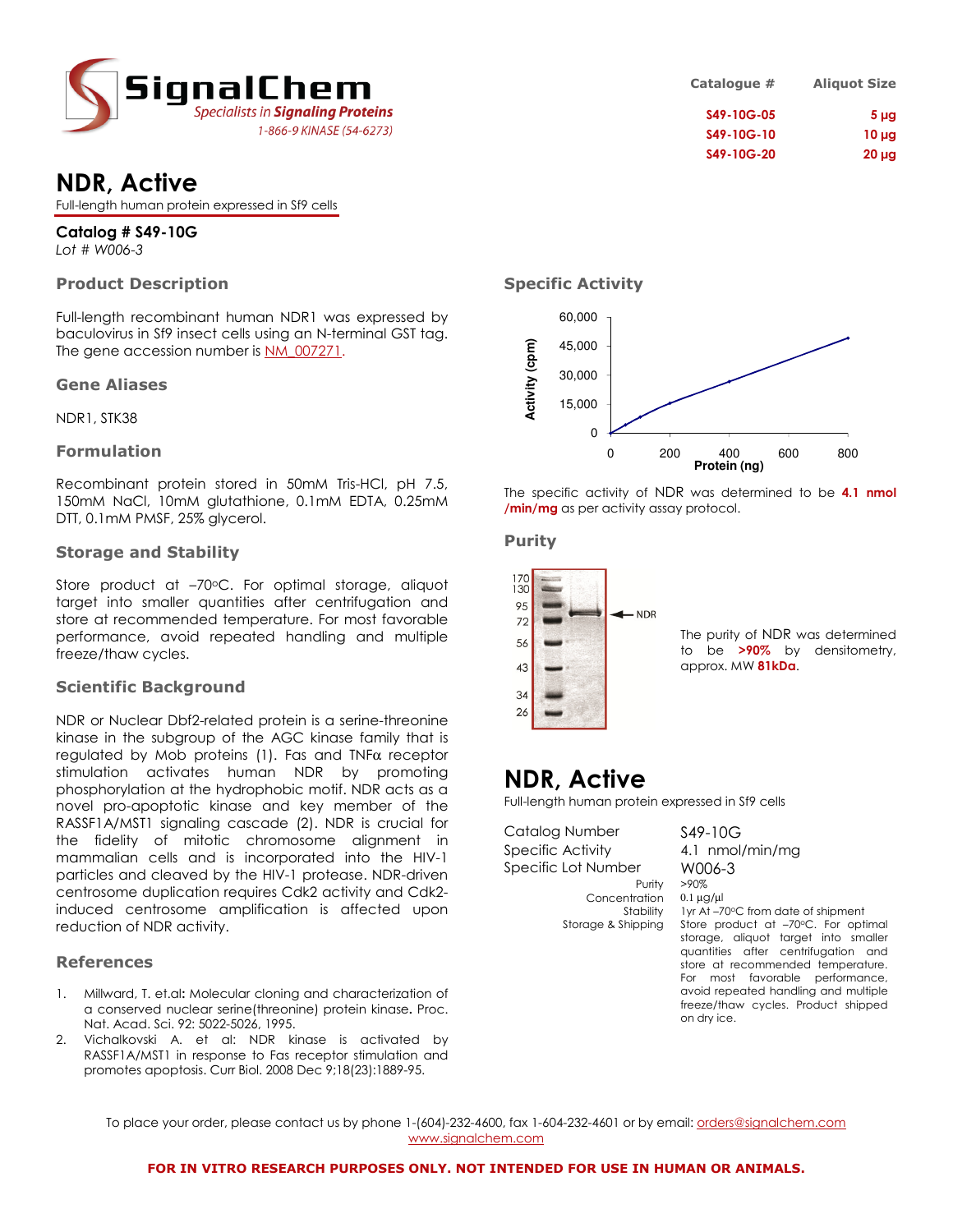SignalChem
*Specialists in Signaling Proteins*
1-866-9 KINASE (54-6273)

| Catalogue # | Aliquot Size |
|---|---|
| S49-10G-05 | 5 µg |
| S49-10G-10 | 10 µg |
| S49-10G-20 | 20 µg |

# NDR, Active

Full-length human protein expressed in Sf9 cells

**Catalog # S49-10G**
*Lot # W006-3*

## Product Description

Full-length recombinant human NDR1 was expressed by baculovirus in Sf9 insect cells using an N-terminal GST tag. The gene accession number is NM_007271.

## Gene Aliases

NDR1, STK38

## Formulation

Recombinant protein stored in 50mM Tris-HCl, pH 7.5, 150mM NaCl, 10mM glutathione, 0.1mM EDTA, 0.25mM DTT, 0.1mM PMSF, 25% glycerol.

## Storage and Stability

Store product at –70°C. For optimal storage, aliquot target into smaller quantities after centrifugation and store at recommended temperature. For most favorable performance, avoid repeated handling and multiple freeze/thaw cycles.

## Scientific Background

NDR or Nuclear Dbf2-related protein is a serine-threonine kinase in the subgroup of the AGC kinase family that is regulated by Mob proteins (1). Fas and TNFα receptor stimulation activates human NDR by promoting phosphorylation at the hydrophobic motif. NDR acts as a novel pro-apoptotic kinase and key member of the RASSF1A/MST1 signaling cascade (2). NDR is crucial for the fidelity of mitotic chromosome alignment in mammalian cells and is incorporated into the HIV-1 particles and cleaved by the HIV-1 protease. NDR-driven centrosome duplication requires Cdk2 activity and Cdk2-induced centrosome amplification is affected upon reduction of NDR activity.

## References

1. Millward, T. et.al: Molecular cloning and characterization of a conserved nuclear serine(threonine) protein kinase. Proc. Nat. Acad. Sci. 92: 5022-5026, 1995.
2. Vichalkovski A. et al: NDR kinase is activated by RASSF1A/MST1 in response to Fas receptor stimulation and promotes apoptosis. Curr Biol. 2008 Dec 9;18(23):1889-95.

## Specific Activity

The specific activity of NDR was determined to be **4.1 nmol /min/mg** as per activity assay protocol.

## Purity

The purity of NDR was determined to be **>90%** by densitometry, approx. MW **81kDa**.

# NDR, Active

Full-length human protein expressed in Sf9 cells

| | |
|---|---|
| Catalog Number | S49-10G |
| Specific Activity | 4.1 nmol/min/mg |
| Specific Lot Number | W006-3 |
| Purity | >90% |
| Concentration | 0.1 µg/µl |
| Stability | 1yr At –70°C from date of shipment |
| Storage & Shipping | Store product at –70°C. For optimal storage, aliquot target into smaller quantities after centrifugation and store at recommended temperature. For most favorable performance, avoid repeated handling and multiple freeze/thaw cycles. Product shipped on dry ice. |

To place your order, please contact us by phone 1-(604)-232-4600, fax 1-604-232-4601 or by email: orders@signalchem.com
www.signalchem.com

**FOR IN VITRO RESEARCH PURPOSES ONLY. NOT INTENDED FOR USE IN HUMAN OR ANIMALS.**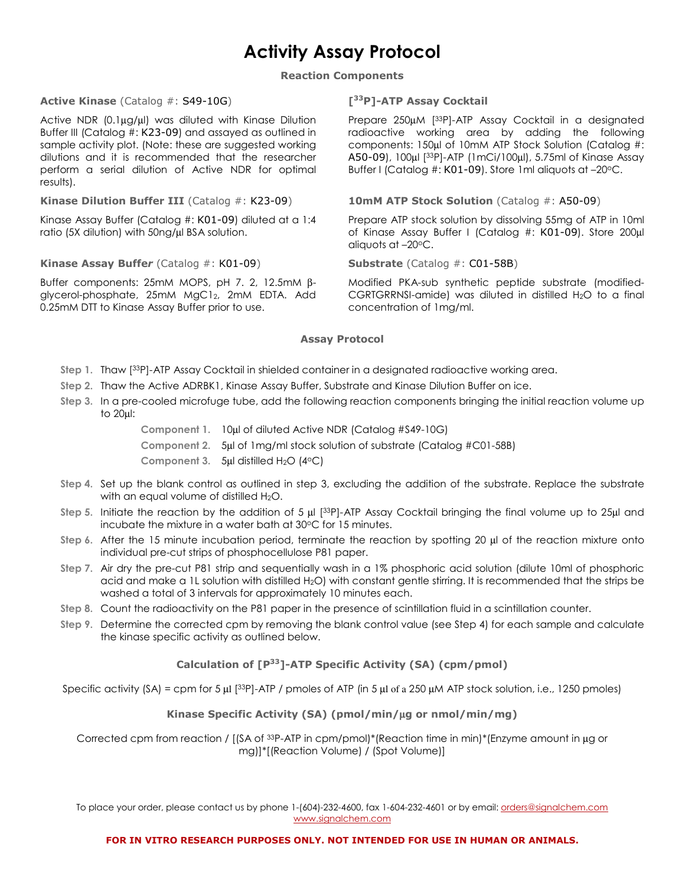# Activity Assay Protocol

## Reaction Components

**Active Kinase** (Catalog #: S49-10G)

Active NDR (0.1µg/µl) was diluted with Kinase Dilution Buffer III (Catalog #: K23-09) and assayed as outlined in sample activity plot. (Note: these are suggested working dilutions and it is recommended that the researcher perform a serial dilution of Active NDR for optimal results).

**Kinase Dilution Buffer III** (Catalog #: K23-09)

Kinase Assay Buffer (Catalog #: K01-09) diluted at a 1:4 ratio (5X dilution) with 50ng/µl BSA solution.

**Kinase Assay Buffer** (Catalog #: K01-09)

Buffer components: 25mM MOPS, pH 7. 2, 12.5mM β-glycerol-phosphate, 25mM $MgCl_2$, 2mM EDTA. Add 0.25mM DTT to Kinase Assay Buffer prior to use.

**[$^{33}$P]-ATP Assay Cocktail**

Prepare 250µM [$^{33}$P]-ATP Assay Cocktail in a designated radioactive working area by adding the following components: 150µl of 10mM ATP Stock Solution (Catalog #: A50-09), 100µl [$^{33}$P]-ATP (1mCi/100µl), 5.75ml of Kinase Assay Buffer I (Catalog #: K01-09). Store 1ml aliquots at –20°C.

**10mM ATP Stock Solution** (Catalog #: A50-09)

Prepare ATP stock solution by dissolving 55mg of ATP in 10ml of Kinase Assay Buffer I (Catalog #: K01-09). Store 200µl aliquots at –20°C.

**Substrate** (Catalog #: C01-58B)

Modified PKA-sub synthetic peptide substrate (modified-CGRTGRRNSI-amide) was diluted in distilled $H_2O$ to a final concentration of 1mg/ml.

## Assay Protocol

- **Step 1.** Thaw [$^{33}$P]-ATP Assay Cocktail in shielded container in a designated radioactive working area.
- **Step 2.** Thaw the Active ADRBK1, Kinase Assay Buffer, Substrate and Kinase Dilution Buffer on ice.
- **Step 3.** In a pre-cooled microfuge tube, add the following reaction components bringing the initial reaction volume up to 20µl:
  - **Component 1.** 10µl of diluted Active NDR (Catalog #S49-10G)
  - **Component 2.** 5µl of 1mg/ml stock solution of substrate (Catalog #C01-58B)
  - **Component 3.** 5µl distilled $H_2O$ (4°C)
- **Step 4.** Set up the blank control as outlined in step 3, excluding the addition of the substrate. Replace the substrate with an equal volume of distilled $H_2O$.
- **Step 5.** Initiate the reaction by the addition of 5 µl [$^{33}$P]-ATP Assay Cocktail bringing the final volume up to 25µl and incubate the mixture in a water bath at 30°C for 15 minutes.
- **Step 6.** After the 15 minute incubation period, terminate the reaction by spotting 20 µl of the reaction mixture onto individual pre-cut strips of phosphocellulose P81 paper.
- **Step 7.** Air dry the pre-cut P81 strip and sequentially wash in a 1% phosphoric acid solution (dilute 10ml of phosphoric acid and make a 1L solution with distilled $H_2O$) with constant gentle stirring. It is recommended that the strips be washed a total of 3 intervals for approximately 10 minutes each.
- **Step 8.** Count the radioactivity on the P81 paper in the presence of scintillation fluid in a scintillation counter.
- **Step 9.** Determine the corrected cpm by removing the blank control value (see Step 4) for each sample and calculate the kinase specific activity as outlined below.

### Calculation of [$P^{33}$]-ATP Specific Activity (SA) (cpm/pmol)

Specific activity (SA) = cpm for 5 µl [$^{33}$P]-ATP / pmoles of ATP (in 5 µl of a 250 µM ATP stock solution, i.e., 1250 pmoles)

### Kinase Specific Activity (SA) (pmol/min/µg or nmol/min/mg)

Corrected cpm from reaction / [(SA of $^{33}$P-ATP in cpm/pmol)*(Reaction time in min)*(Enzyme amount in µg or mg)]*[(Reaction Volume) / (Spot Volume)]

To place your order, please contact us by phone 1-(604)-232-4600, fax 1-604-232-4601 or by email: orders@signalchem.com
www.signalchem.com

**FOR IN VITRO RESEARCH PURPOSES ONLY. NOT INTENDED FOR USE IN HUMAN OR ANIMALS.**